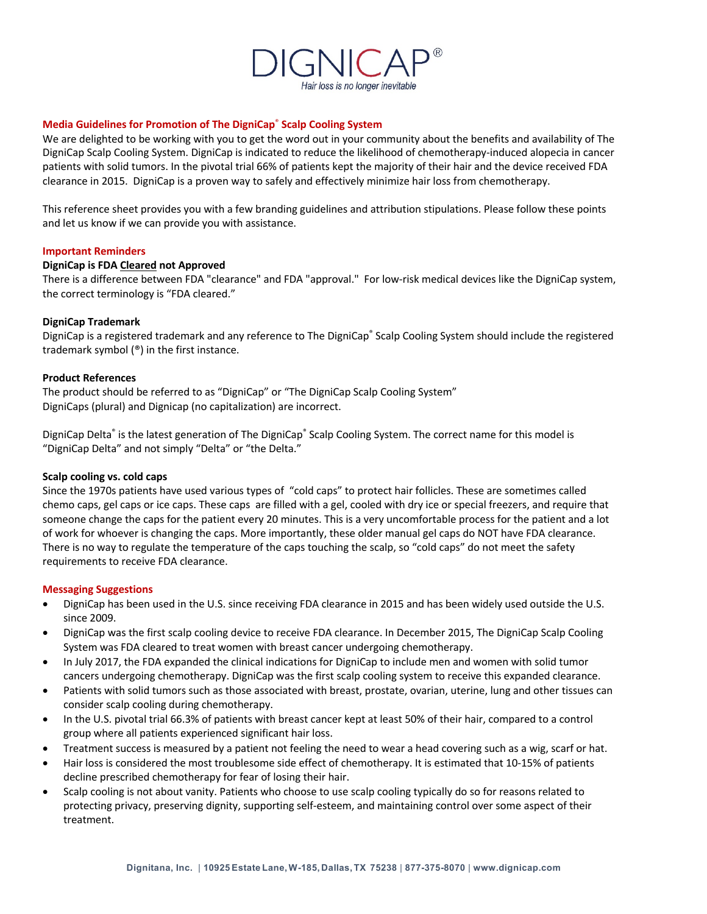# DIGNICAP®

*Hair loss is no longer inevitable*

## Media Guidelines for Promotion of The DigniCap® Scalp Cooling System

We are delighted to be working with you to get the word out in your community about the benefits and availability of The DigniCap Scalp Cooling System. DigniCap is indicated to reduce the likelihood of chemotherapy-induced alopecia in cancer patients with solid tumors. In the pivotal trial 66% of patients kept the majority of their hair and the device received FDA clearance in 2015. DigniCap is a proven way to safely and effectively minimize hair loss from chemotherapy.

This reference sheet provides you with a few branding guidelines and attribution stipulations. Please follow these points and let us know if we can provide you with assistance.

## Important Reminders

**DigniCap is FDA Cleared not Approved**

There is a difference between FDA "clearance" and FDA "approval." For low-risk medical devices like the DigniCap system, the correct terminology is "FDA cleared."

**DigniCap Trademark**

DigniCap is a registered trademark and any reference to The DigniCap® Scalp Cooling System should include the registered trademark symbol (®) in the first instance.

**Product References**

The product should be referred to as "DigniCap" or "The DigniCap Scalp Cooling System"
DigniCaps (plural) and Dignicap (no capitalization) are incorrect.

DigniCap Delta® is the latest generation of The DigniCap® Scalp Cooling System. The correct name for this model is "DigniCap Delta" and not simply "Delta" or "the Delta."

**Scalp cooling vs. cold caps**

Since the 1970s patients have used various types of "cold caps" to protect hair follicles. These are sometimes called chemo caps, gel caps or ice caps. These caps are filled with a gel, cooled with dry ice or special freezers, and require that someone change the caps for the patient every 20 minutes. This is a very uncomfortable process for the patient and a lot of work for whoever is changing the caps. More importantly, these older manual gel caps do NOT have FDA clearance. There is no way to regulate the temperature of the caps touching the scalp, so "cold caps" do not meet the safety requirements to receive FDA clearance.

## Messaging Suggestions

- DigniCap has been used in the U.S. since receiving FDA clearance in 2015 and has been widely used outside the U.S. since 2009.
- DigniCap was the first scalp cooling device to receive FDA clearance. In December 2015, The DigniCap Scalp Cooling System was FDA cleared to treat women with breast cancer undergoing chemotherapy.
- In July 2017, the FDA expanded the clinical indications for DigniCap to include men and women with solid tumor cancers undergoing chemotherapy. DigniCap was the first scalp cooling system to receive this expanded clearance.
- Patients with solid tumors such as those associated with breast, prostate, ovarian, uterine, lung and other tissues can consider scalp cooling during chemotherapy.
- In the U.S. pivotal trial 66.3% of patients with breast cancer kept at least 50% of their hair, compared to a control group where all patients experienced significant hair loss.
- Treatment success is measured by a patient not feeling the need to wear a head covering such as a wig, scarf or hat.
- Hair loss is considered the most troublesome side effect of chemotherapy. It is estimated that 10-15% of patients decline prescribed chemotherapy for fear of losing their hair.
- Scalp cooling is not about vanity. Patients who choose to use scalp cooling typically do so for reasons related to protecting privacy, preserving dignity, supporting self-esteem, and maintaining control over some aspect of their treatment.

Dignitana, Inc. | 10925 Estate Lane, W-185, Dallas, TX 75238 | 877-375-8070 | www.dignicap.com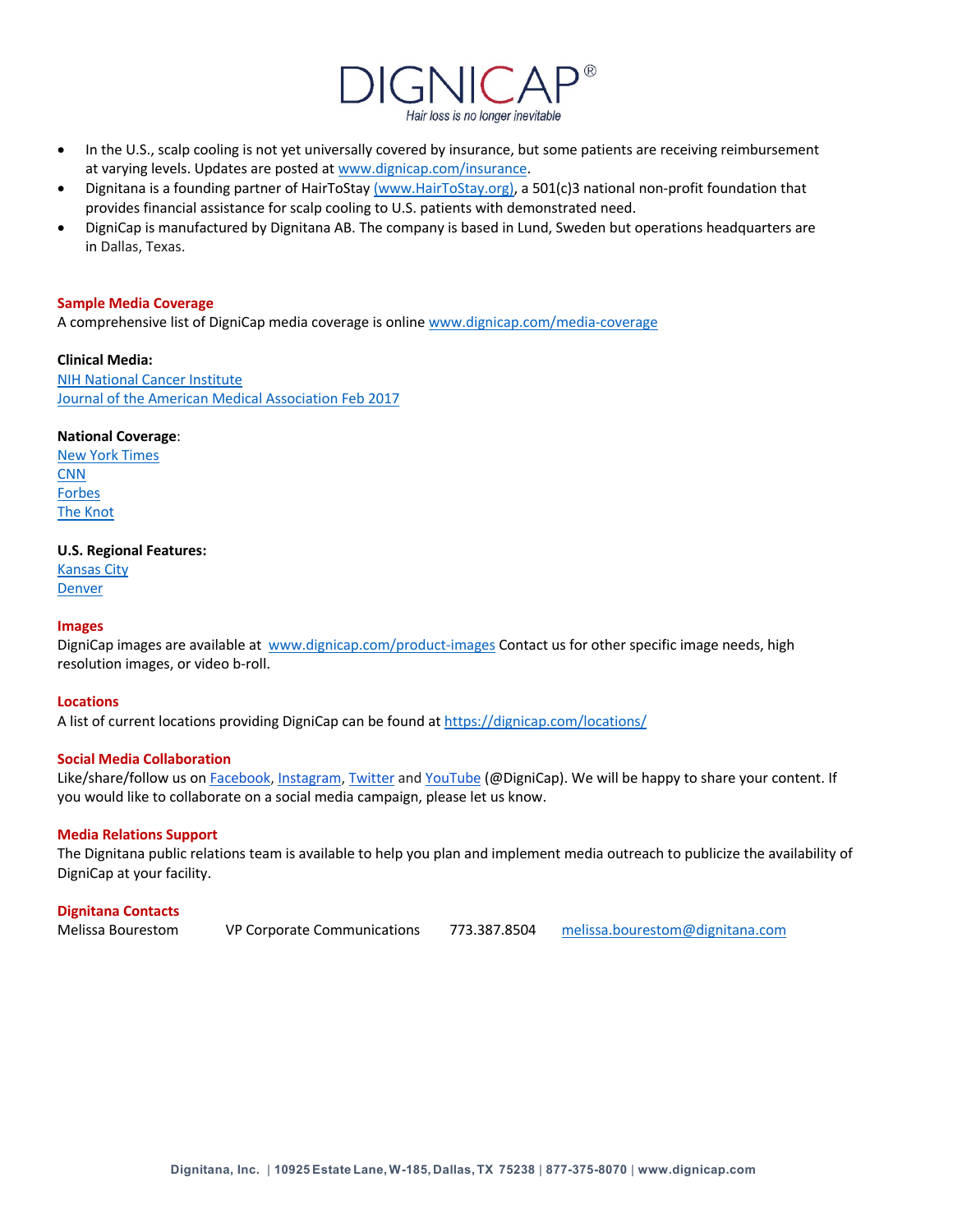- In the U.S., scalp cooling is not yet universally covered by insurance, but some patients are receiving reimbursement at varying levels. Updates are posted at www.dignicap.com/insurance.
- Dignitana is a founding partner of HairToStay (www.HairToStay.org), a 501(c)3 national non-profit foundation that provides financial assistance for scalp cooling to U.S. patients with demonstrated need.
- DigniCap is manufactured by Dignitana AB. The company is based in Lund, Sweden but operations headquarters are in Dallas, Texas.

## Sample Media Coverage

A comprehensive list of DigniCap media coverage is online www.dignicap.com/media-coverage

**Clinical Media:**
NIH National Cancer Institute
Journal of the American Medical Association Feb 2017

**National Coverage**:
New York Times
CNN
Forbes
The Knot

**U.S. Regional Features:**
Kansas City
Denver

## Images

DigniCap images are available at www.dignicap.com/product-images Contact us for other specific image needs, high resolution images, or video b-roll.

## Locations

A list of current locations providing DigniCap can be found at https://dignicap.com/locations/

## Social Media Collaboration

Like/share/follow us on Facebook, Instagram, Twitter and YouTube (@DigniCap). We will be happy to share your content. If you would like to collaborate on a social media campaign, please let us know.

## Media Relations Support

The Dignitana public relations team is available to help you plan and implement media outreach to publicize the availability of DigniCap at your facility.

## Dignitana Contacts

| | | | |
|---|---|---|---|
| Melissa Bourestom | VP Corporate Communications | 773.387.8504 | melissa.bourestom@dignitana.com |

Dignitana, Inc. | 10925 Estate Lane, W-185, Dallas, TX 75238 | 877-375-8070 | www.dignicap.com